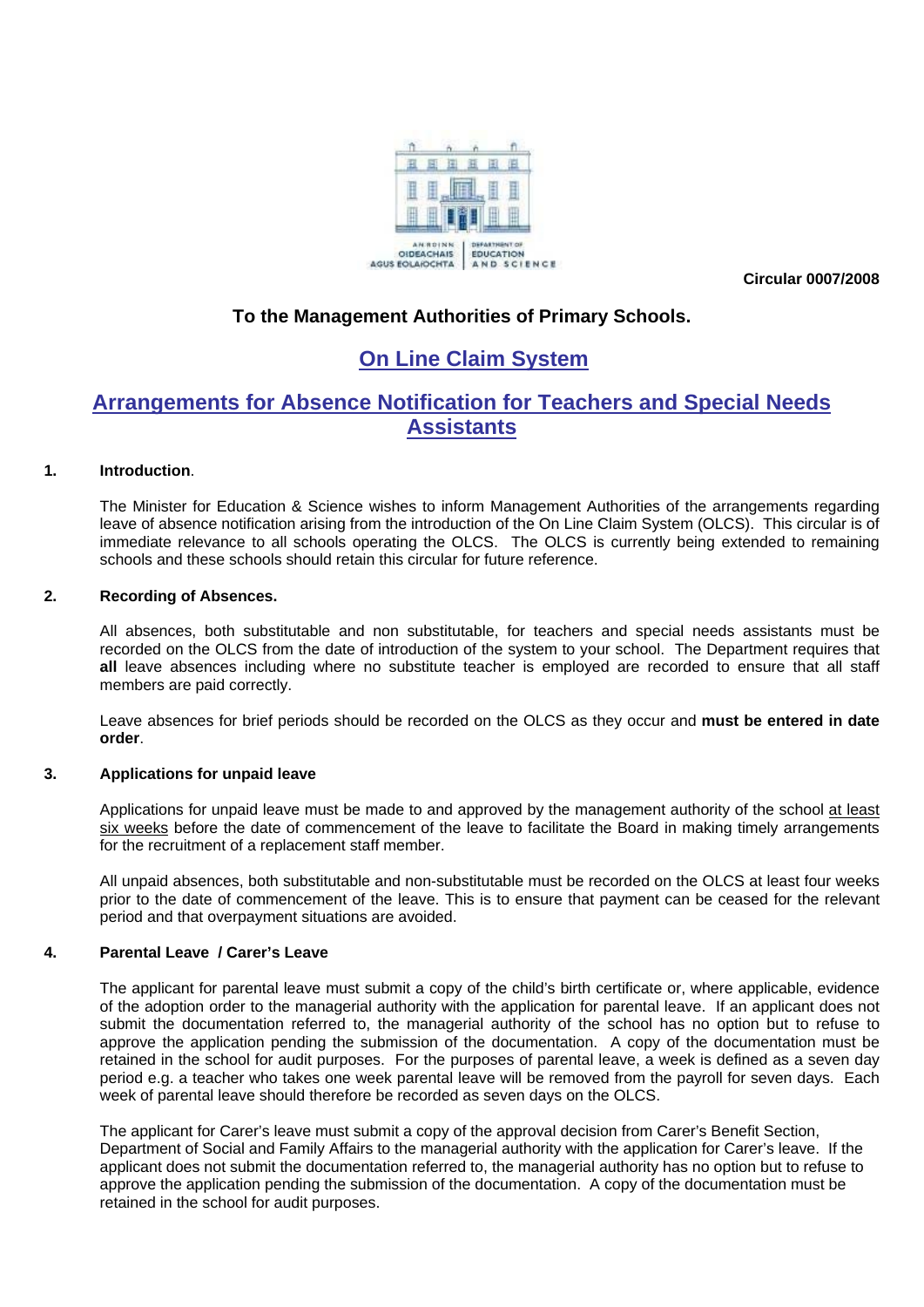AN ROINN OIDEACHAIS AGUS EOLAÍOCHTA | DEPARTMENT OF EDUCATION AND SCIENCE

**Circular 0007/2008**

**To the Management Authorities of Primary Schools.**

# On Line Claim System

# Arrangements for Absence Notification for Teachers and Special Needs Assistants

## 1. Introduction.

The Minister for Education & Science wishes to inform Management Authorities of the arrangements regarding leave of absence notification arising from the introduction of the On Line Claim System (OLCS). This circular is of immediate relevance to all schools operating the OLCS. The OLCS is currently being extended to remaining schools and these schools should retain this circular for future reference.

## 2. Recording of Absences.

All absences, both substitutable and non substitutable, for teachers and special needs assistants must be recorded on the OLCS from the date of introduction of the system to your school. The Department requires that **all** leave absences including where no substitute teacher is employed are recorded to ensure that all staff members are paid correctly.

Leave absences for brief periods should be recorded on the OLCS as they occur and **must be entered in date order**.

## 3. Applications for unpaid leave

Applications for unpaid leave must be made to and approved by the management authority of the school at least six weeks before the date of commencement of the leave to facilitate the Board in making timely arrangements for the recruitment of a replacement staff member.

All unpaid absences, both substitutable and non-substitutable must be recorded on the OLCS at least four weeks prior to the date of commencement of the leave. This is to ensure that payment can be ceased for the relevant period and that overpayment situations are avoided.

## 4. Parental Leave / Carer's Leave

The applicant for parental leave must submit a copy of the child's birth certificate or, where applicable, evidence of the adoption order to the managerial authority with the application for parental leave. If an applicant does not submit the documentation referred to, the managerial authority of the school has no option but to refuse to approve the application pending the submission of the documentation. A copy of the documentation must be retained in the school for audit purposes. For the purposes of parental leave, a week is defined as a seven day period e.g. a teacher who takes one week parental leave will be removed from the payroll for seven days. Each week of parental leave should therefore be recorded as seven days on the OLCS.

The applicant for Carer's leave must submit a copy of the approval decision from Carer's Benefit Section, Department of Social and Family Affairs to the managerial authority with the application for Carer's leave. If the applicant does not submit the documentation referred to, the managerial authority has no option but to refuse to approve the application pending the submission of the documentation. A copy of the documentation must be retained in the school for audit purposes.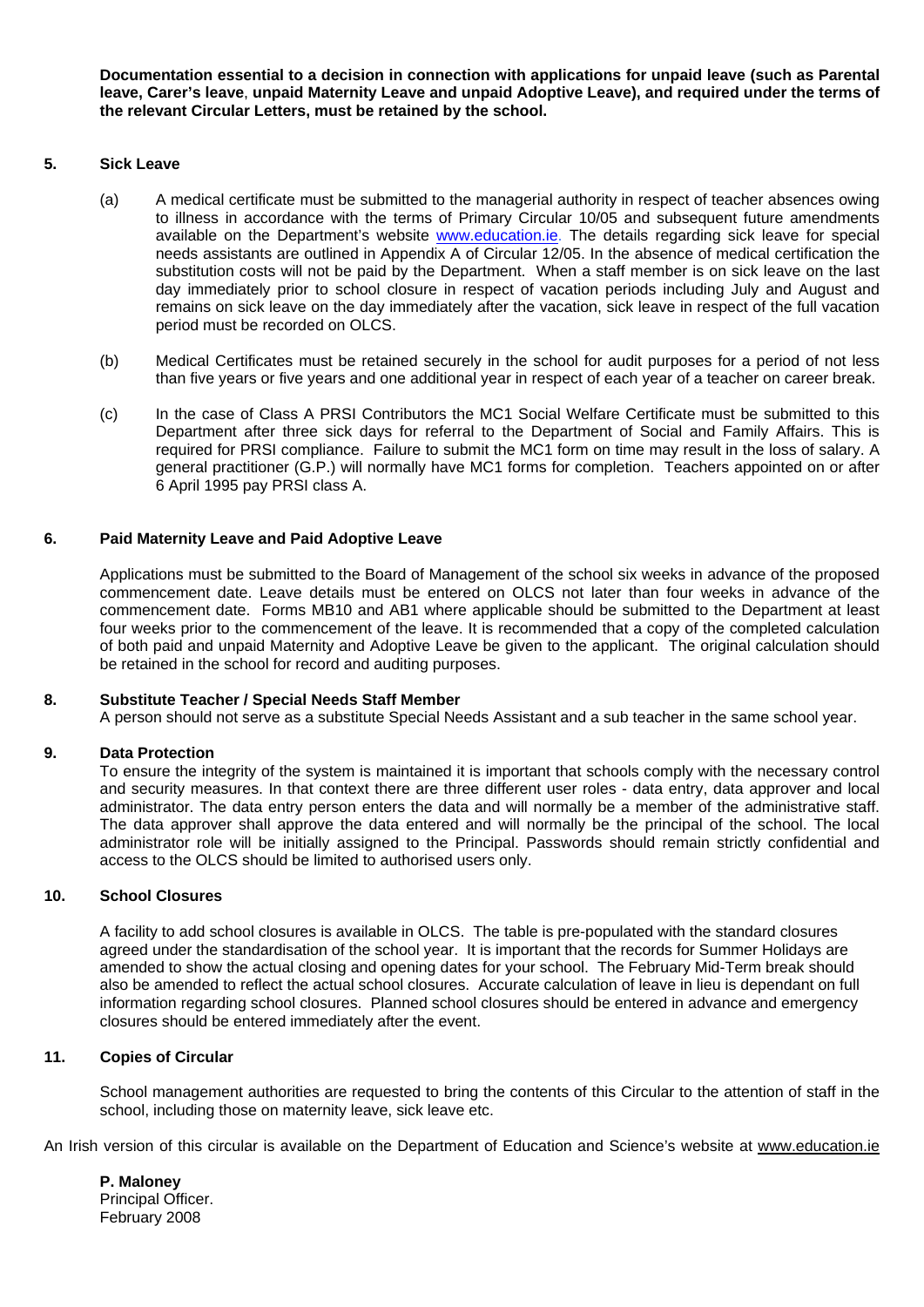**Documentation essential to a decision in connection with applications for unpaid leave (such as Parental leave, Carer's leave, unpaid Maternity Leave and unpaid Adoptive Leave), and required under the terms of the relevant Circular Letters, must be retained by the school.**

## 5. Sick Leave

(a) A medical certificate must be submitted to the managerial authority in respect of teacher absences owing to illness in accordance with the terms of Primary Circular 10/05 and subsequent future amendments available on the Department's website www.education.ie. The details regarding sick leave for special needs assistants are outlined in Appendix A of Circular 12/05. In the absence of medical certification the substitution costs will not be paid by the Department. When a staff member is on sick leave on the last day immediately prior to school closure in respect of vacation periods including July and August and remains on sick leave on the day immediately after the vacation, sick leave in respect of the full vacation period must be recorded on OLCS.

(b) Medical Certificates must be retained securely in the school for audit purposes for a period of not less than five years or five years and one additional year in respect of each year of a teacher on career break.

(c) In the case of Class A PRSI Contributors the MC1 Social Welfare Certificate must be submitted to this Department after three sick days for referral to the Department of Social and Family Affairs. This is required for PRSI compliance. Failure to submit the MC1 form on time may result in the loss of salary. A general practitioner (G.P.) will normally have MC1 forms for completion. Teachers appointed on or after 6 April 1995 pay PRSI class A.

## 6. Paid Maternity Leave and Paid Adoptive Leave

Applications must be submitted to the Board of Management of the school six weeks in advance of the proposed commencement date. Leave details must be entered on OLCS not later than four weeks in advance of the commencement date. Forms MB10 and AB1 where applicable should be submitted to the Department at least four weeks prior to the commencement of the leave. It is recommended that a copy of the completed calculation of both paid and unpaid Maternity and Adoptive Leave be given to the applicant. The original calculation should be retained in the school for record and auditing purposes.

## 8. Substitute Teacher / Special Needs Staff Member

A person should not serve as a substitute Special Needs Assistant and a sub teacher in the same school year.

## 9. Data Protection

To ensure the integrity of the system is maintained it is important that schools comply with the necessary control and security measures. In that context there are three different user roles - data entry, data approver and local administrator. The data entry person enters the data and will normally be a member of the administrative staff. The data approver shall approve the data entered and will normally be the principal of the school. The local administrator role will be initially assigned to the Principal. Passwords should remain strictly confidential and access to the OLCS should be limited to authorised users only.

## 10. School Closures

A facility to add school closures is available in OLCS. The table is pre-populated with the standard closures agreed under the standardisation of the school year. It is important that the records for Summer Holidays are amended to show the actual closing and opening dates for your school. The February Mid-Term break should also be amended to reflect the actual school closures. Accurate calculation of leave in lieu is dependant on full information regarding school closures. Planned school closures should be entered in advance and emergency closures should be entered immediately after the event.

## 11. Copies of Circular

School management authorities are requested to bring the contents of this Circular to the attention of staff in the school, including those on maternity leave, sick leave etc.

An Irish version of this circular is available on the Department of Education and Science's website at www.education.ie

**P. Maloney**
Principal Officer.
February 2008